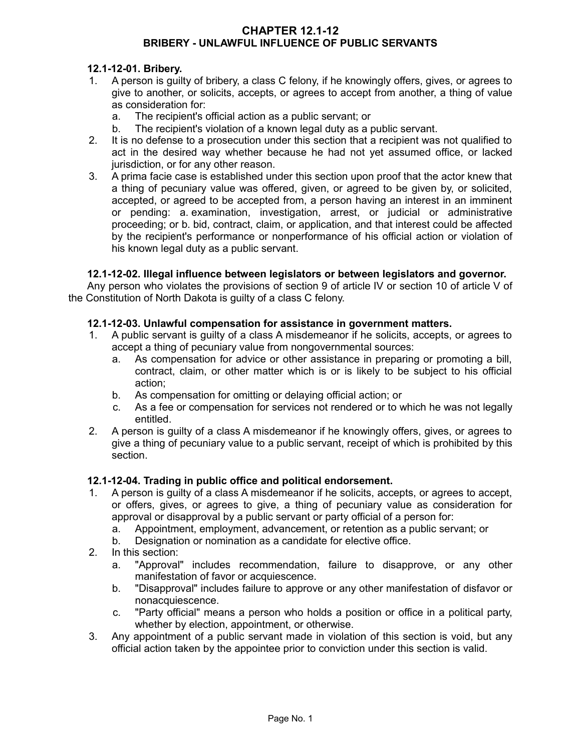# CHAPTER 12.1-12
## BRIBERY - UNLAWFUL INFLUENCE OF PUBLIC SERVANTS

### 12.1-12-01. Bribery.

1. A person is guilty of bribery, a class C felony, if he knowingly offers, gives, or agrees to give to another, or solicits, accepts, or agrees to accept from another, a thing of value as consideration for:
   a. The recipient's official action as a public servant; or
   b. The recipient's violation of a known legal duty as a public servant.
2. It is no defense to a prosecution under this section that a recipient was not qualified to act in the desired way whether because he had not yet assumed office, or lacked jurisdiction, or for any other reason.
3. A prima facie case is established under this section upon proof that the actor knew that a thing of pecuniary value was offered, given, or agreed to be given by, or solicited, accepted, or agreed to be accepted from, a person having an interest in an imminent or pending: a. examination, investigation, arrest, or judicial or administrative proceeding; or b. bid, contract, claim, or application, and that interest could be affected by the recipient's performance or nonperformance of his official action or violation of his known legal duty as a public servant.

### 12.1-12-02. Illegal influence between legislators or between legislators and governor.

Any person who violates the provisions of section 9 of article IV or section 10 of article V of the Constitution of North Dakota is guilty of a class C felony.

### 12.1-12-03. Unlawful compensation for assistance in government matters.

1. A public servant is guilty of a class A misdemeanor if he solicits, accepts, or agrees to accept a thing of pecuniary value from nongovernmental sources:
   a. As compensation for advice or other assistance in preparing or promoting a bill, contract, claim, or other matter which is or is likely to be subject to his official action;
   b. As compensation for omitting or delaying official action; or
   c. As a fee or compensation for services not rendered or to which he was not legally entitled.
2. A person is guilty of a class A misdemeanor if he knowingly offers, gives, or agrees to give a thing of pecuniary value to a public servant, receipt of which is prohibited by this section.

### 12.1-12-04. Trading in public office and political endorsement.

1. A person is guilty of a class A misdemeanor if he solicits, accepts, or agrees to accept, or offers, gives, or agrees to give, a thing of pecuniary value as consideration for approval or disapproval by a public servant or party official of a person for:
   a. Appointment, employment, advancement, or retention as a public servant; or
   b. Designation or nomination as a candidate for elective office.
2. In this section:
   a. "Approval" includes recommendation, failure to disapprove, or any other manifestation of favor or acquiescence.
   b. "Disapproval" includes failure to approve or any other manifestation of disfavor or nonacquiescence.
   c. "Party official" means a person who holds a position or office in a political party, whether by election, appointment, or otherwise.
3. Any appointment of a public servant made in violation of this section is void, but any official action taken by the appointee prior to conviction under this section is valid.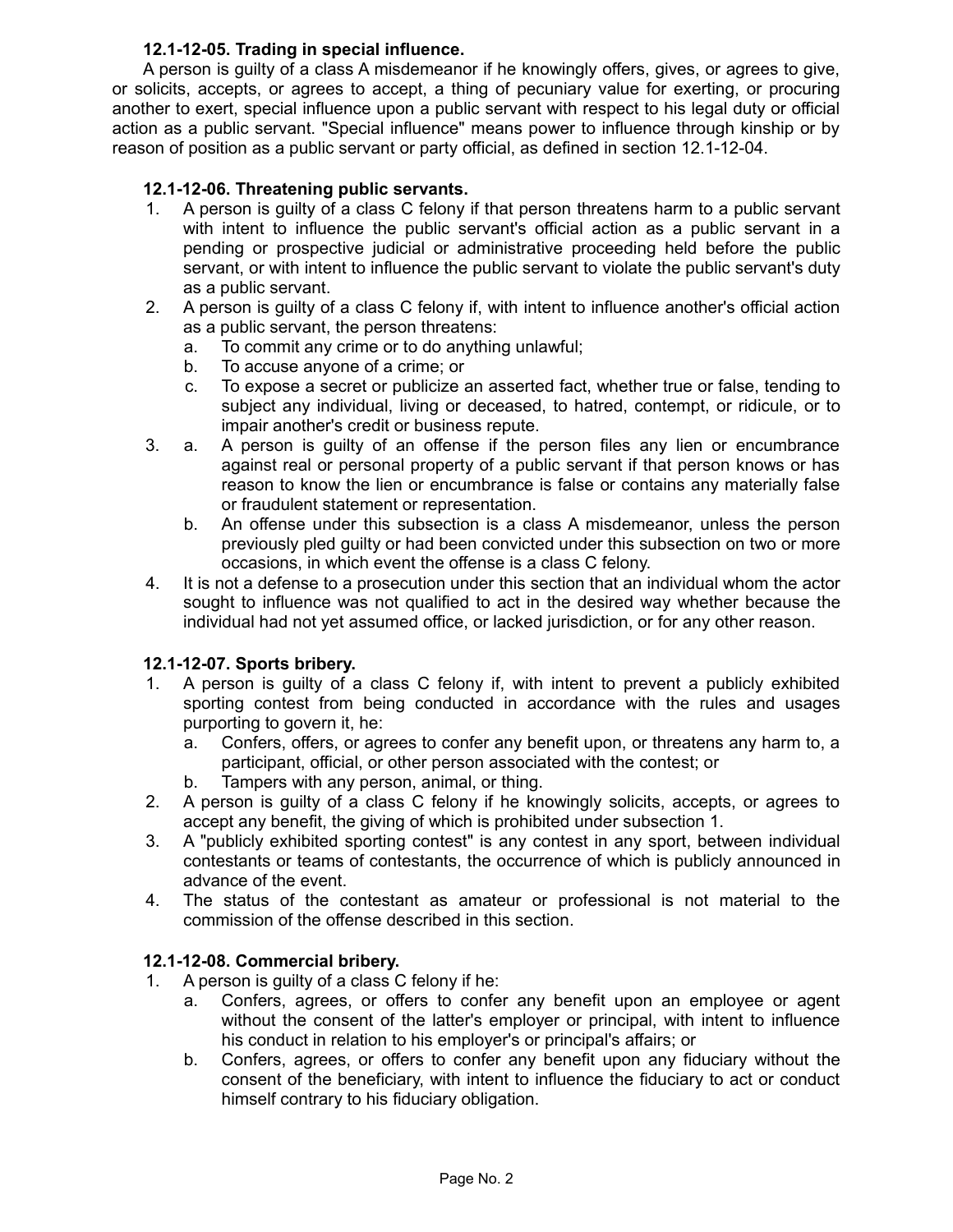**12.1-12-05. Trading in special influence.**

A person is guilty of a class A misdemeanor if he knowingly offers, gives, or agrees to give, or solicits, accepts, or agrees to accept, a thing of pecuniary value for exerting, or procuring another to exert, special influence upon a public servant with respect to his legal duty or official action as a public servant. "Special influence" means power to influence through kinship or by reason of position as a public servant or party official, as defined in section 12.1-12-04.

**12.1-12-06. Threatening public servants.**

1. A person is guilty of a class C felony if that person threatens harm to a public servant with intent to influence the public servant's official action as a public servant in a pending or prospective judicial or administrative proceeding held before the public servant, or with intent to influence the public servant to violate the public servant's duty as a public servant.
2. A person is guilty of a class C felony if, with intent to influence another's official action as a public servant, the person threatens:
   a. To commit any crime or to do anything unlawful;
   b. To accuse anyone of a crime; or
   c. To expose a secret or publicize an asserted fact, whether true or false, tending to subject any individual, living or deceased, to hatred, contempt, or ridicule, or to impair another's credit or business repute.
3. a. A person is guilty of an offense if the person files any lien or encumbrance against real or personal property of a public servant if that person knows or has reason to know the lien or encumbrance is false or contains any materially false or fraudulent statement or representation.
   b. An offense under this subsection is a class A misdemeanor, unless the person previously pled guilty or had been convicted under this subsection on two or more occasions, in which event the offense is a class C felony.
4. It is not a defense to a prosecution under this section that an individual whom the actor sought to influence was not qualified to act in the desired way whether because the individual had not yet assumed office, or lacked jurisdiction, or for any other reason.

**12.1-12-07. Sports bribery.**

1. A person is guilty of a class C felony if, with intent to prevent a publicly exhibited sporting contest from being conducted in accordance with the rules and usages purporting to govern it, he:
   a. Confers, offers, or agrees to confer any benefit upon, or threatens any harm to, a participant, official, or other person associated with the contest; or
   b. Tampers with any person, animal, or thing.
2. A person is guilty of a class C felony if he knowingly solicits, accepts, or agrees to accept any benefit, the giving of which is prohibited under subsection 1.
3. A "publicly exhibited sporting contest" is any contest in any sport, between individual contestants or teams of contestants, the occurrence of which is publicly announced in advance of the event.
4. The status of the contestant as amateur or professional is not material to the commission of the offense described in this section.

**12.1-12-08. Commercial bribery.**

1. A person is guilty of a class C felony if he:
   a. Confers, agrees, or offers to confer any benefit upon an employee or agent without the consent of the latter's employer or principal, with intent to influence his conduct in relation to his employer's or principal's affairs; or
   b. Confers, agrees, or offers to confer any benefit upon any fiduciary without the consent of the beneficiary, with intent to influence the fiduciary to act or conduct himself contrary to his fiduciary obligation.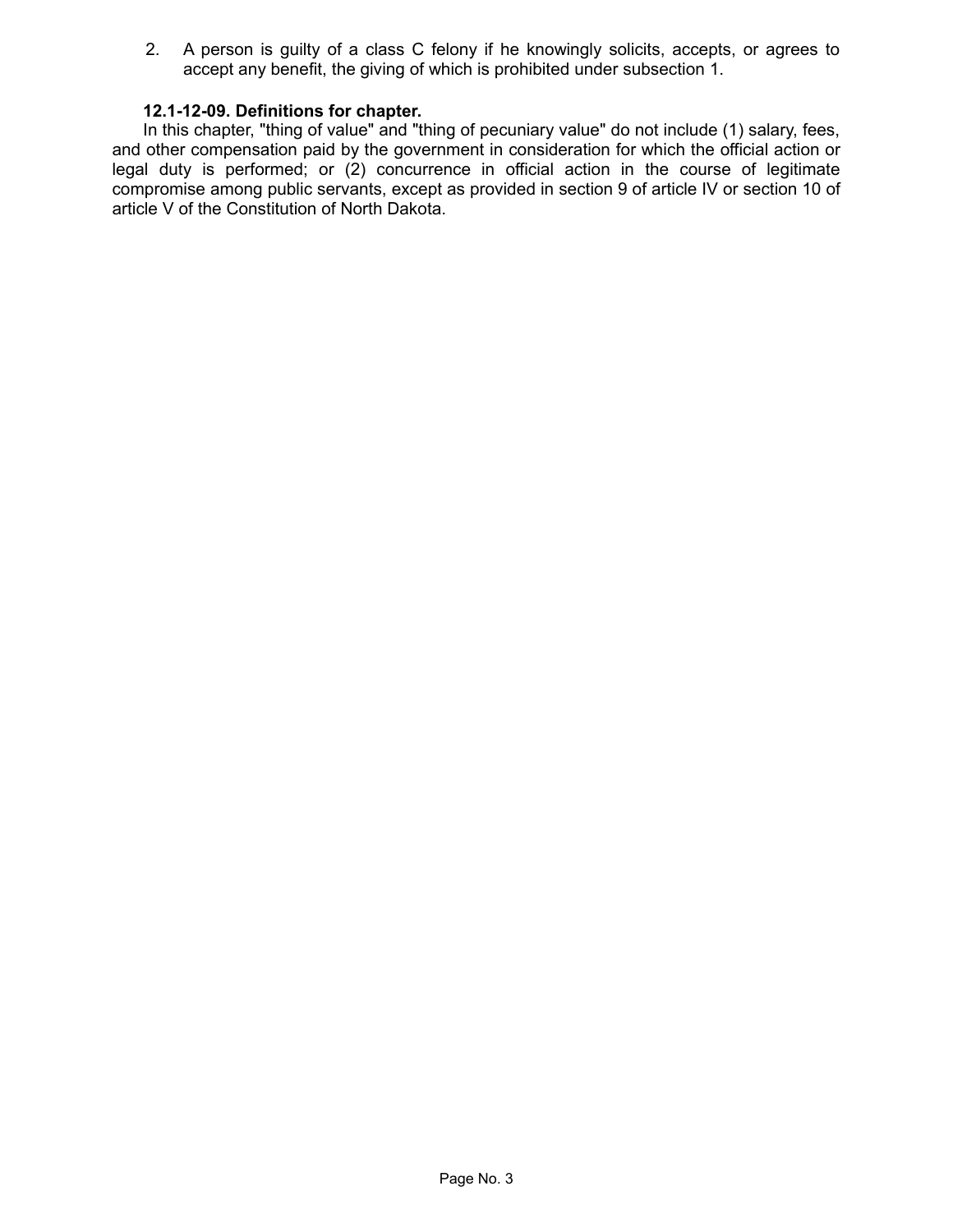2. A person is guilty of a class C felony if he knowingly solicits, accepts, or agrees to accept any benefit, the giving of which is prohibited under subsection 1.

**12.1-12-09. Definitions for chapter.**

In this chapter, "thing of value" and "thing of pecuniary value" do not include (1) salary, fees, and other compensation paid by the government in consideration for which the official action or legal duty is performed; or (2) concurrence in official action in the course of legitimate compromise among public servants, except as provided in section 9 of article IV or section 10 of article V of the Constitution of North Dakota.